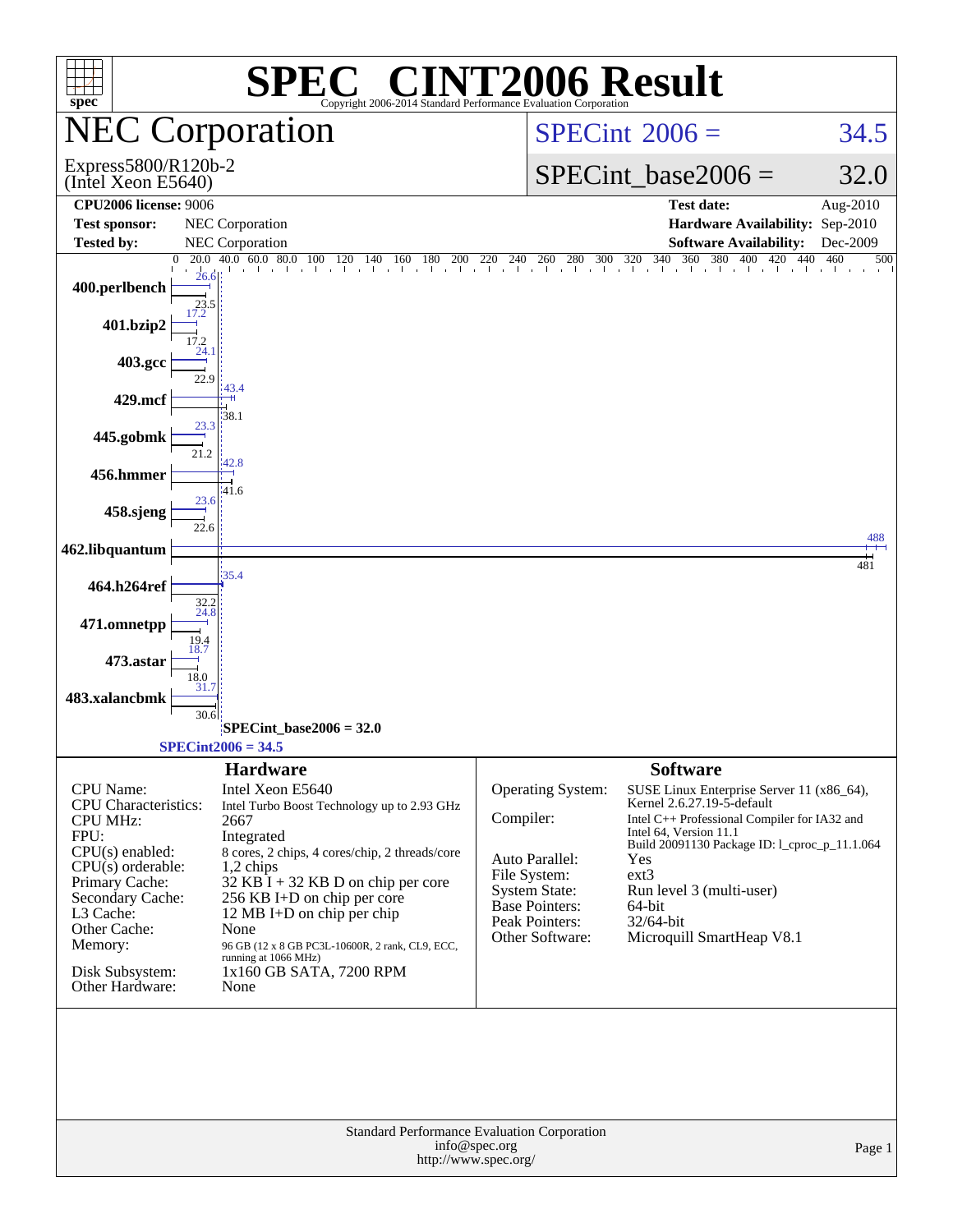# SPEC CINT2006 Result

Copyright 2006-2014 Standard Performance Evaluation Corporation

## NEC Corporation

Express5800/R120b-2
(Intel Xeon E5640)

**SPECint 2006 = 34.5**

**SPECint_base2006 = 32.0**

| | | | |
|---|---|---|---|
| **CPU2006 license:** 9006 | | **Test date:** | Aug-2010 |
| **Test sponsor:** | NEC Corporation | **Hardware Availability:** | Sep-2010 |
| **Tested by:** | NEC Corporation | **Software Availability:** | Dec-2009 |

| Benchmark | Peak | Base |
|---|---|---|
| 400.perlbench | 26.6 | 23.5 |
| 401.bzip2 | 17.2 | 17.2 |
| 403.gcc | 24.1 | 22.9 |
| 429.mcf | 43.4 | 38.1 |
| 445.gobmk | 23.3 | 21.2 |
| 456.hmmer | 42.8 | 41.6 |
| 458.sjeng | 23.6 | 22.6 |
| 462.libquantum | 488 | 481 |
| 464.h264ref | 35.4 | 32.2 |
| 471.omnetpp | 24.8 | 19.4 |
| 473.astar | 18.7 | 18.0 |
| 483.xalancbmk | 31.7 | 30.6 |

SPECint_base2006 = 32.0

SPECint2006 = 34.5

### Hardware

| | |
|---|---|
| CPU Name: | Intel Xeon E5640 |
| CPU Characteristics: | Intel Turbo Boost Technology up to 2.93 GHz |
| CPU MHz: | 2667 |
| FPU: | Integrated |
| CPU(s) enabled: | 8 cores, 2 chips, 4 cores/chip, 2 threads/core |
| CPU(s) orderable: | 1,2 chips |
| Primary Cache: | 32 KB I + 32 KB D on chip per core |
| Secondary Cache: | 256 KB I+D on chip per core |
| L3 Cache: | 12 MB I+D on chip per chip |
| Other Cache: | None |
| Memory: | 96 GB (12 x 8 GB PC3L-10600R, 2 rank, CL9, ECC, running at 1066 MHz) |
| Disk Subsystem: | 1x160 GB SATA, 7200 RPM |
| Other Hardware: | None |

### Software

| | |
|---|---|
| Operating System: | SUSE Linux Enterprise Server 11 (x86_64), Kernel 2.6.27.19-5-default |
| Compiler: | Intel C++ Professional Compiler for IA32 and Intel 64, Version 11.1 Build 20091130 Package ID: l_cproc_p_11.1.064 |
| Auto Parallel: | Yes |
| File System: | ext3 |
| System State: | Run level 3 (multi-user) |
| Base Pointers: | 64-bit |
| Peak Pointers: | 32/64-bit |
| Other Software: | Microquill SmartHeap V8.1 |

Standard Performance Evaluation Corporation
info@spec.org
http://www.spec.org/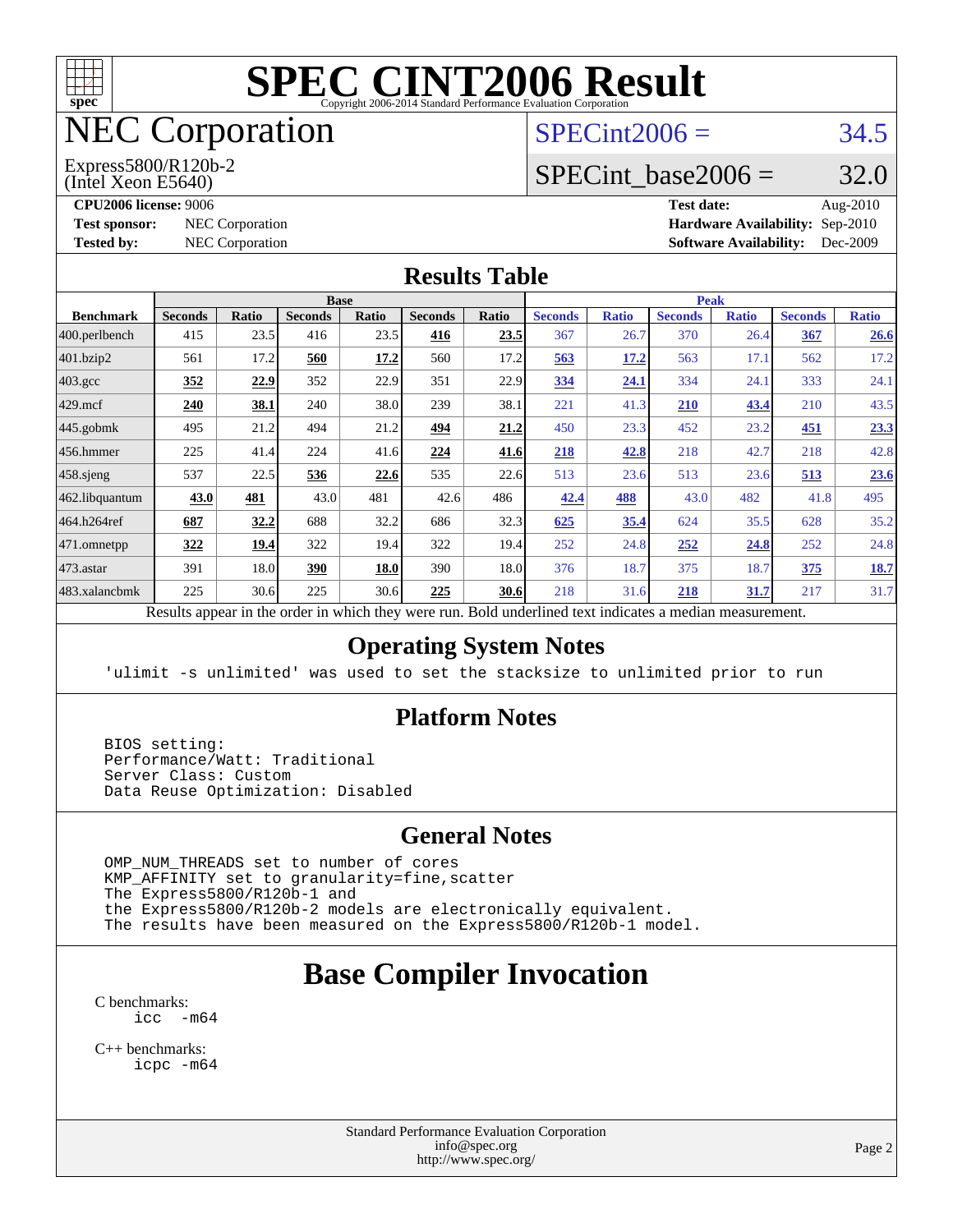# SPEC CINT2006 Result

Copyright 2006-2014 Standard Performance Evaluation Corporation

# NEC Corporation

Express5800/R120b-2
(Intel Xeon E5640)

SPECint2006 = 34.5

SPECint_base2006 = 32.0

**CPU2006 license:** 9006
**Test sponsor:** NEC Corporation
**Tested by:** NEC Corporation

**Test date:** Aug-2010
**Hardware Availability:** Sep-2010
**Software Availability:** Dec-2009

## Results Table

| Benchmark | Base | | | | | | Peak | | | | | |
|---|---|---|---|---|---|---|---|---|---|---|---|---|
| | Seconds | Ratio | Seconds | Ratio | Seconds | Ratio | Seconds | Ratio | Seconds | Ratio | Seconds | Ratio |
| 400.perlbench | 415 | 23.5 | 416 | 23.5 | **416** | **23.5** | 367 | 26.7 | 370 | 26.4 | **367** | **26.6** |
| 401.bzip2 | 561 | 17.2 | **560** | **17.2** | 560 | 17.2 | **563** | **17.2** | 563 | 17.1 | 562 | 17.2 |
| 403.gcc | **352** | **22.9** | 352 | 22.9 | 351 | 22.9 | **334** | **24.1** | 334 | 24.1 | 333 | 24.1 |
| 429.mcf | **240** | **38.1** | 240 | 38.0 | 239 | 38.1 | 221 | 41.3 | **210** | **43.4** | 210 | 43.5 |
| 445.gobmk | 495 | 21.2 | 494 | 21.2 | **494** | **21.2** | 450 | 23.3 | 452 | 23.2 | **451** | **23.3** |
| 456.hmmer | 225 | 41.4 | 224 | 41.6 | **224** | **41.6** | **218** | **42.8** | 218 | 42.7 | 218 | 42.8 |
| 458.sjeng | 537 | 22.5 | **536** | **22.6** | 535 | 22.6 | 513 | 23.6 | 513 | 23.6 | **513** | **23.6** |
| 462.libquantum | **43.0** | **481** | 43.0 | 481 | 42.6 | 486 | **42.4** | **488** | 43.0 | 482 | 41.8 | 495 |
| 464.h264ref | **687** | **32.2** | 688 | 32.2 | 686 | 32.3 | **625** | **35.4** | 624 | 35.5 | 628 | 35.2 |
| 471.omnetpp | **322** | **19.4** | 322 | 19.4 | 322 | 19.4 | 252 | 24.8 | **252** | **24.8** | 252 | 24.8 |
| 473.astar | 391 | 18.0 | **390** | **18.0** | 390 | 18.0 | 376 | 18.7 | 375 | 18.7 | **375** | **18.7** |
| 483.xalancbmk | 225 | 30.6 | 225 | 30.6 | **225** | **30.6** | 218 | 31.6 | **218** | **31.7** | 217 | 31.7 |

Results appear in the order in which they were run. Bold underlined text indicates a median measurement.

## Operating System Notes

```
'ulimit -s unlimited' was used to set the stacksize to unlimited prior to run
```

## Platform Notes

```
BIOS setting:
Performance/Watt: Traditional
Server Class: Custom
Data Reuse Optimization: Disabled
```

## General Notes

```
OMP_NUM_THREADS set to number of cores
KMP_AFFINITY set to granularity=fine,scatter
The Express5800/R120b-1 and
the Express5800/R120b-2 models are electronically equivalent.
The results have been measured on the Express5800/R120b-1 model.
```

## Base Compiler Invocation

C benchmarks:
```
icc  -m64
```

C++ benchmarks:
```
icpc -m64
```

Standard Performance Evaluation Corporation
info@spec.org
http://www.spec.org/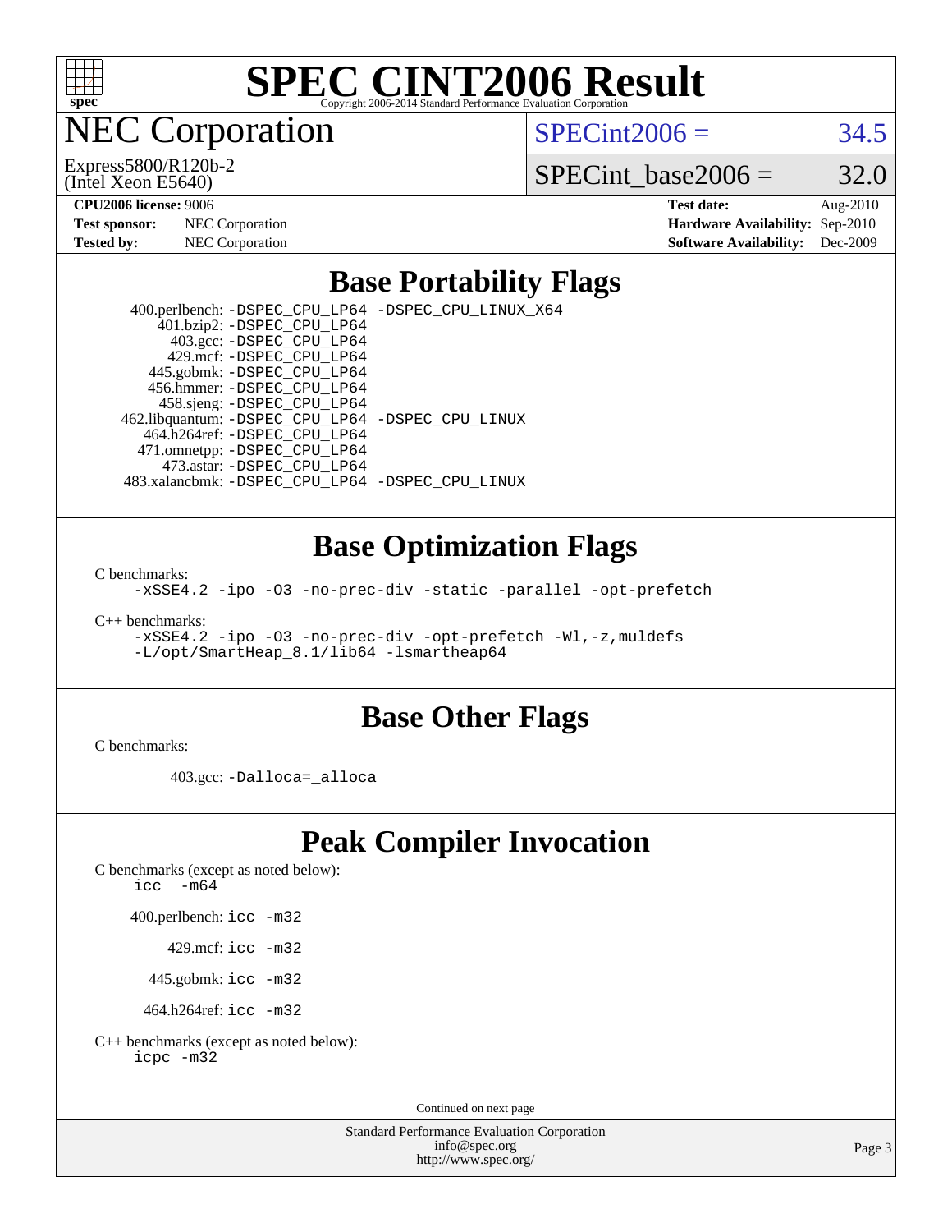# SPEC CINT2006 Result

Copyright 2006-2014 Standard Performance Evaluation Corporation

## NEC Corporation

Express5800/R120b-2
(Intel Xeon E5640)

SPECint2006 = 34.5

SPECint_base2006 = 32.0

**CPU2006 license:** 9006
**Test sponsor:** NEC Corporation
**Tested by:** NEC Corporation

**Test date:** Aug-2010
**Hardware Availability:** Sep-2010
**Software Availability:** Dec-2009

## Base Portability Flags

400.perlbench: `-DSPEC_CPU_LP64 -DSPEC_CPU_LINUX_X64`
401.bzip2: `-DSPEC_CPU_LP64`
403.gcc: `-DSPEC_CPU_LP64`
429.mcf: `-DSPEC_CPU_LP64`
445.gobmk: `-DSPEC_CPU_LP64`
456.hmmer: `-DSPEC_CPU_LP64`
458.sjeng: `-DSPEC_CPU_LP64`
462.libquantum: `-DSPEC_CPU_LP64 -DSPEC_CPU_LINUX`
464.h264ref: `-DSPEC_CPU_LP64`
471.omnetpp: `-DSPEC_CPU_LP64`
473.astar: `-DSPEC_CPU_LP64`
483.xalancbmk: `-DSPEC_CPU_LP64 -DSPEC_CPU_LINUX`

## Base Optimization Flags

C benchmarks:
`-xSSE4.2 -ipo -O3 -no-prec-div -static -parallel -opt-prefetch`

C++ benchmarks:
`-xSSE4.2 -ipo -O3 -no-prec-div -opt-prefetch -Wl,-z,muldefs -L/opt/SmartHeap_8.1/lib64 -lsmartheap64`

## Base Other Flags

C benchmarks:

403.gcc: `-Dalloca=_alloca`

## Peak Compiler Invocation

C benchmarks (except as noted below):
`icc -m64`

400.perlbench: `icc -m32`

429.mcf: `icc -m32`

445.gobmk: `icc -m32`

464.h264ref: `icc -m32`

C++ benchmarks (except as noted below):
`icpc -m32`

Continued on next page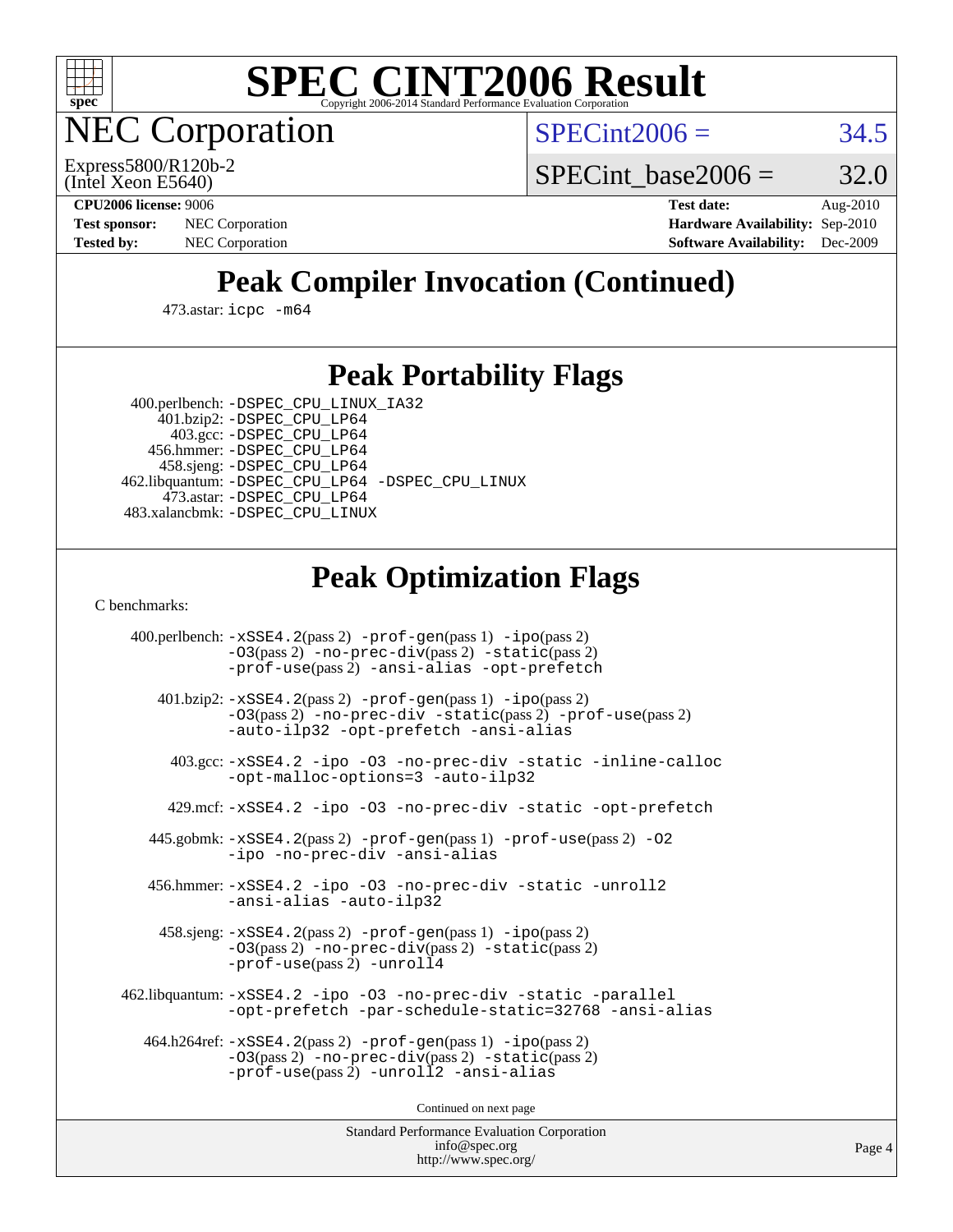# SPEC CINT2006 Result

Copyright 2006-2014 Standard Performance Evaluation Corporation

## NEC Corporation

Express5800/R120b-2
(Intel Xeon E5640)

SPECint2006 = 34.5

SPECint_base2006 = 32.0

**CPU2006 license:** 9006
**Test sponsor:** NEC Corporation
**Tested by:** NEC Corporation

**Test date:** Aug-2010
**Hardware Availability:** Sep-2010
**Software Availability:** Dec-2009

## Peak Compiler Invocation (Continued)

473.astar: `icpc -m64`

## Peak Portability Flags

400.perlbench: `-DSPEC_CPU_LINUX_IA32`
401.bzip2: `-DSPEC_CPU_LP64`
403.gcc: `-DSPEC_CPU_LP64`
456.hmmer: `-DSPEC_CPU_LP64`
458.sjeng: `-DSPEC_CPU_LP64`
462.libquantum: `-DSPEC_CPU_LP64 -DSPEC_CPU_LINUX`
473.astar: `-DSPEC_CPU_LP64`
483.xalancbmk: `-DSPEC_CPU_LINUX`

## Peak Optimization Flags

C benchmarks:

400.perlbench: `-xSSE4.2`(pass 2) `-prof-gen`(pass 1) `-ipo`(pass 2) `-O3`(pass 2) `-no-prec-div`(pass 2) `-static`(pass 2) `-prof-use`(pass 2) `-ansi-alias -opt-prefetch`

401.bzip2: `-xSSE4.2`(pass 2) `-prof-gen`(pass 1) `-ipo`(pass 2) `-O3`(pass 2) `-no-prec-div -static`(pass 2) `-prof-use`(pass 2) `-auto-ilp32 -opt-prefetch -ansi-alias`

403.gcc: `-xSSE4.2 -ipo -O3 -no-prec-div -static -inline-calloc -opt-malloc-options=3 -auto-ilp32`

429.mcf: `-xSSE4.2 -ipo -O3 -no-prec-div -static -opt-prefetch`

445.gobmk: `-xSSE4.2`(pass 2) `-prof-gen`(pass 1) `-prof-use`(pass 2) `-O2 -ipo -no-prec-div -ansi-alias`

456.hmmer: `-xSSE4.2 -ipo -O3 -no-prec-div -static -unroll2 -ansi-alias -auto-ilp32`

458.sjeng: `-xSSE4.2`(pass 2) `-prof-gen`(pass 1) `-ipo`(pass 2) `-O3`(pass 2) `-no-prec-div`(pass 2) `-static`(pass 2) `-prof-use`(pass 2) `-unroll4`

462.libquantum: `-xSSE4.2 -ipo -O3 -no-prec-div -static -parallel -opt-prefetch -par-schedule-static=32768 -ansi-alias`

464.h264ref: `-xSSE4.2`(pass 2) `-prof-gen`(pass 1) `-ipo`(pass 2) `-O3`(pass 2) `-no-prec-div`(pass 2) `-static`(pass 2) `-prof-use`(pass 2) `-unroll2 -ansi-alias`

Continued on next page

Standard Performance Evaluation Corporation
info@spec.org
http://www.spec.org/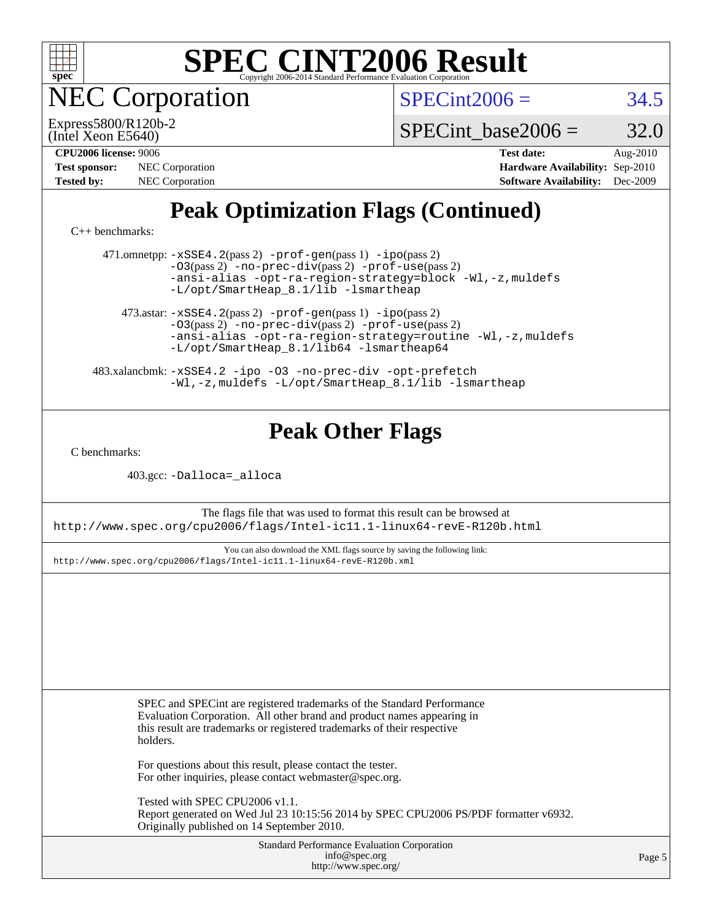# Peak Optimization Flags (Continued)

C++ benchmarks:

471.omnetpp: -xSSE4.2(pass 2) -prof-gen(pass 1) -ipo(pass 2) -O3(pass 2) -no-prec-div(pass 2) -prof-use(pass 2) -ansi-alias -opt-ra-region-strategy=block -Wl,-z,muldefs -L/opt/SmartHeap_8.1/lib -lsmartheap

473.astar: -xSSE4.2(pass 2) -prof-gen(pass 1) -ipo(pass 2) -O3(pass 2) -no-prec-div(pass 2) -prof-use(pass 2) -ansi-alias -opt-ra-region-strategy=routine -Wl,-z,muldefs -L/opt/SmartHeap_8.1/lib64 -lsmartheap64

483.xalancbmk: -xSSE4.2 -ipo -O3 -no-prec-div -opt-prefetch -Wl,-z,muldefs -L/opt/SmartHeap_8.1/lib -lsmartheap

# Peak Other Flags

C benchmarks:

403.gcc: -Dalloca=_alloca

The flags file that was used to format this result can be browsed at
http://www.spec.org/cpu2006/flags/Intel-ic11.1-linux64-revE-R120b.html

You can also download the XML flags source by saving the following link:
http://www.spec.org/cpu2006/flags/Intel-ic11.1-linux64-revE-R120b.xml

SPEC and SPECint are registered trademarks of the Standard Performance Evaluation Corporation. All other brand and product names appearing in this result are trademarks or registered trademarks of their respective holders.

For questions about this result, please contact the tester.
For other inquiries, please contact webmaster@spec.org.

Tested with SPEC CPU2006 v1.1.
Report generated on Wed Jul 23 10:15:56 2014 by SPEC CPU2006 PS/PDF formatter v6932.
Originally published on 14 September 2010.